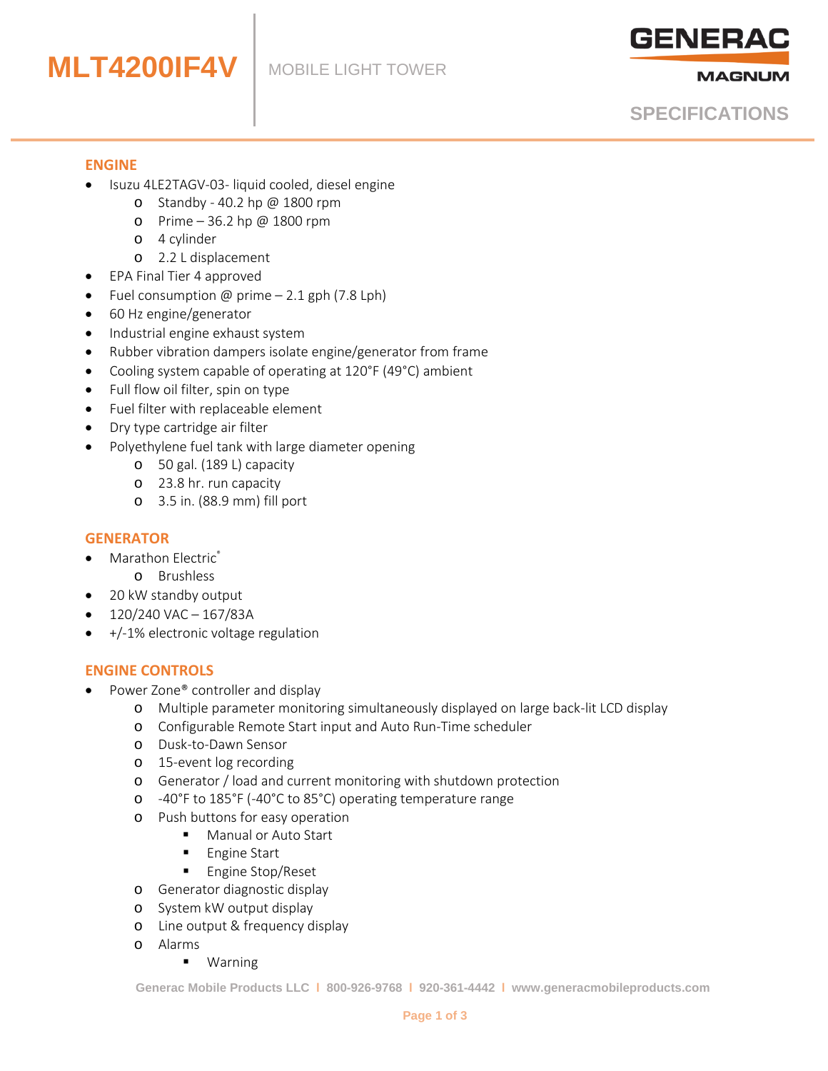# MLT4200IF4V

MOBILE LIGHT TOWER

GENERAC MAGNUM

SPECIFICATIONS

## ENGINE

- Isuzu 4LE2TAGV-03- liquid cooled, diesel engine
  - Standby - 40.2 hp @ 1800 rpm
  - Prime – 36.2 hp @ 1800 rpm
  - 4 cylinder
  - 2.2 L displacement
- EPA Final Tier 4 approved
- Fuel consumption @ prime – 2.1 gph (7.8 Lph)
- 60 Hz engine/generator
- Industrial engine exhaust system
- Rubber vibration dampers isolate engine/generator from frame
- Cooling system capable of operating at 120°F (49°C) ambient
- Full flow oil filter, spin on type
- Fuel filter with replaceable element
- Dry type cartridge air filter
- Polyethylene fuel tank with large diameter opening
  - 50 gal. (189 L) capacity
  - 23.8 hr. run capacity
  - 3.5 in. (88.9 mm) fill port

## GENERATOR

- Marathon Electric®
  - Brushless
- 20 kW standby output
- 120/240 VAC – 167/83A
- +/-1% electronic voltage regulation

## ENGINE CONTROLS

- Power Zone® controller and display
  - Multiple parameter monitoring simultaneously displayed on large back-lit LCD display
  - Configurable Remote Start input and Auto Run-Time scheduler
  - Dusk-to-Dawn Sensor
  - 15-event log recording
  - Generator / load and current monitoring with shutdown protection
  - -40°F to 185°F (-40°C to 85°C) operating temperature range
  - Push buttons for easy operation
    - Manual or Auto Start
    - Engine Start
    - Engine Stop/Reset
  - Generator diagnostic display
  - System kW output display
  - Line output & frequency display
  - Alarms
    - Warning

Generac Mobile Products LLC | 800-926-9768 | 920-361-4442 | www.generacmobileproducts.com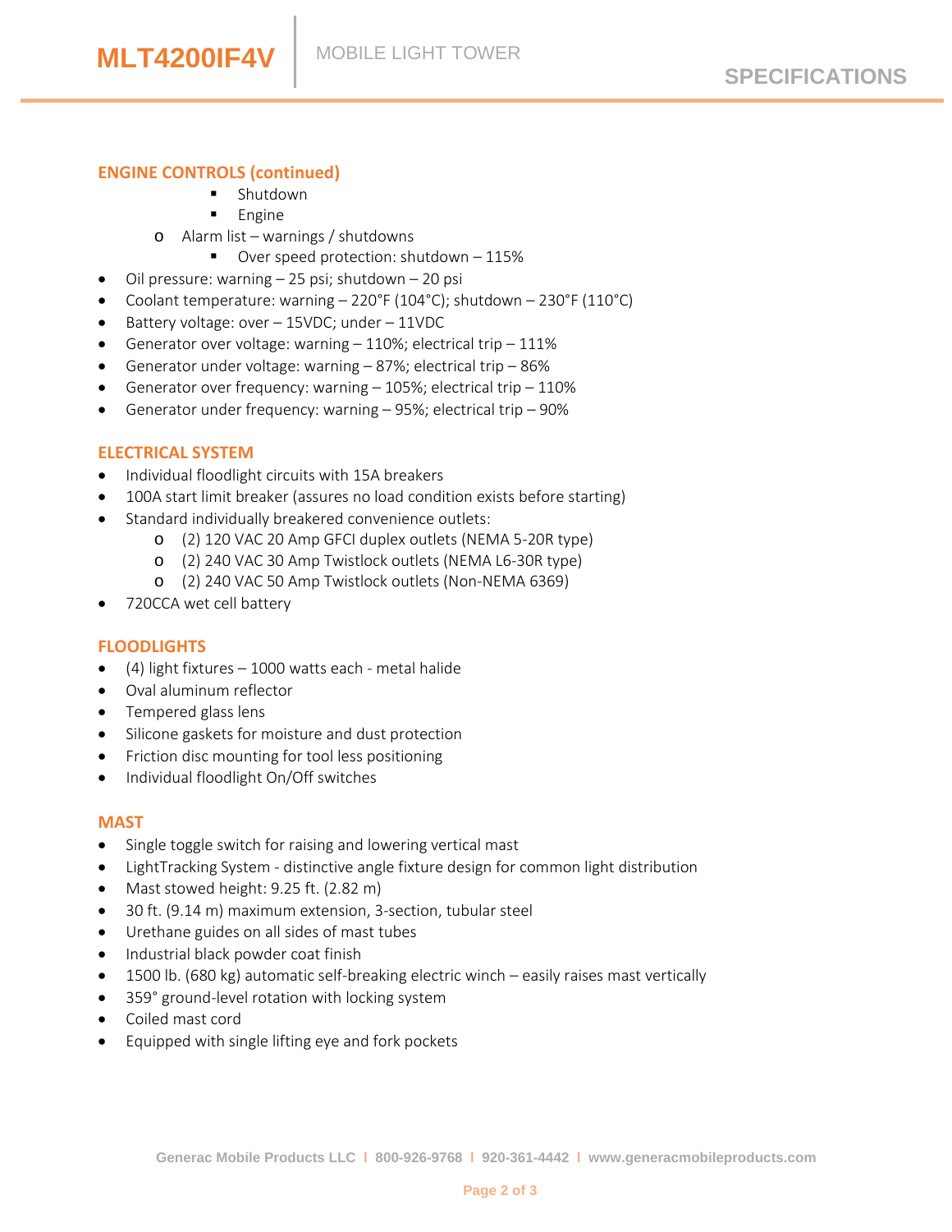## ENGINE CONTROLS (continued)

        - Shutdown
        - Engine
    - Alarm list – warnings / shutdowns
        - Over speed protection: shutdown – 115%
- Oil pressure: warning – 25 psi; shutdown – 20 psi
- Coolant temperature: warning – 220°F (104°C); shutdown – 230°F (110°C)
- Battery voltage: over – 15VDC; under – 11VDC
- Generator over voltage: warning – 110%; electrical trip – 111%
- Generator under voltage: warning – 87%; electrical trip – 86%
- Generator over frequency: warning – 105%; electrical trip – 110%
- Generator under frequency: warning – 95%; electrical trip – 90%

## ELECTRICAL SYSTEM

- Individual floodlight circuits with 15A breakers
- 100A start limit breaker (assures no load condition exists before starting)
- Standard individually breakered convenience outlets:
    - (2) 120 VAC 20 Amp GFCI duplex outlets (NEMA 5-20R type)
    - (2) 240 VAC 30 Amp Twistlock outlets (NEMA L6-30R type)
    - (2) 240 VAC 50 Amp Twistlock outlets (Non-NEMA 6369)
- 720CCA wet cell battery

## FLOODLIGHTS

- (4) light fixtures – 1000 watts each - metal halide
- Oval aluminum reflector
- Tempered glass lens
- Silicone gaskets for moisture and dust protection
- Friction disc mounting for tool less positioning
- Individual floodlight On/Off switches

## MAST

- Single toggle switch for raising and lowering vertical mast
- LightTracking System - distinctive angle fixture design for common light distribution
- Mast stowed height: 9.25 ft. (2.82 m)
- 30 ft. (9.14 m) maximum extension, 3-section, tubular steel
- Urethane guides on all sides of mast tubes
- Industrial black powder coat finish
- 1500 lb. (680 kg) automatic self-breaking electric winch – easily raises mast vertically
- 359° ground-level rotation with locking system
- Coiled mast cord
- Equipped with single lifting eye and fork pockets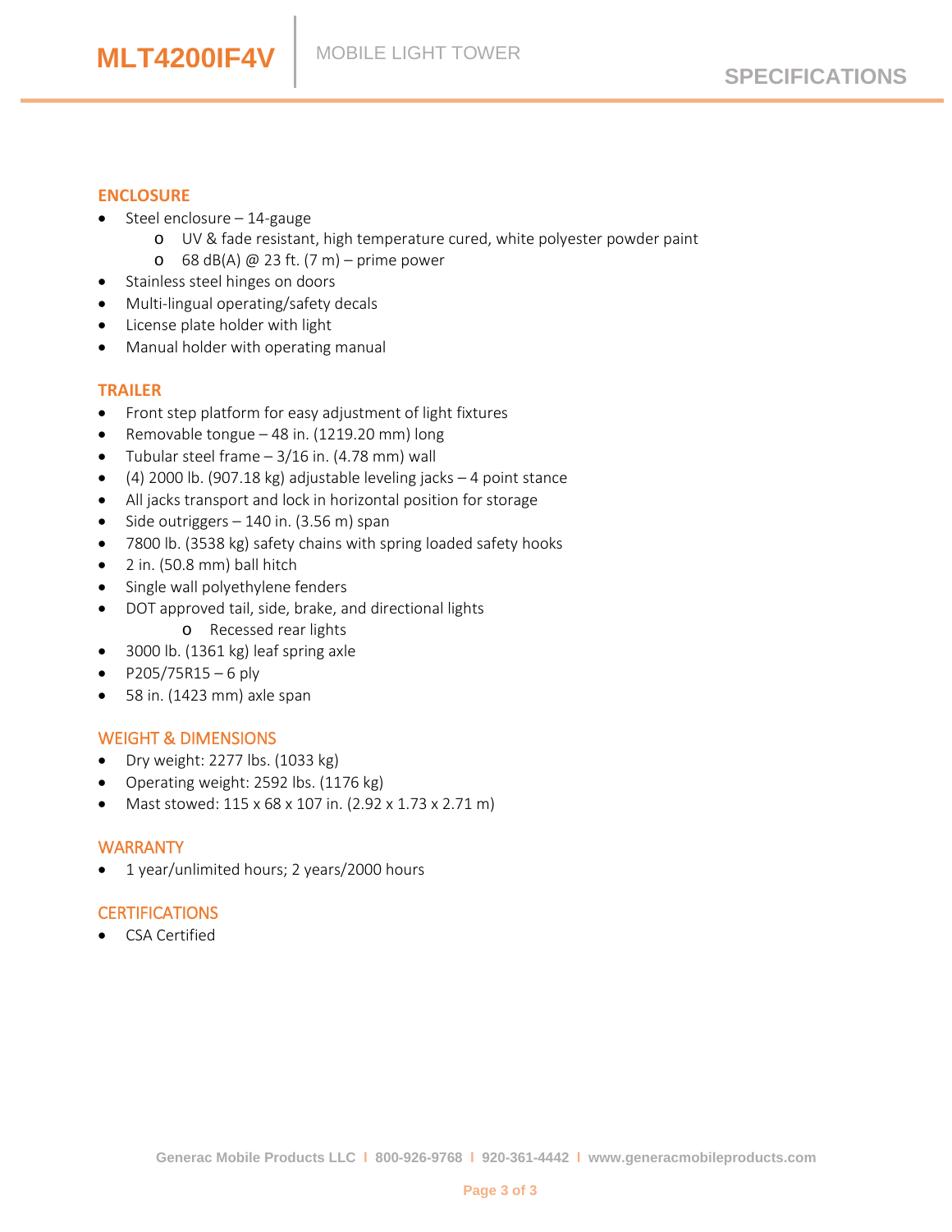## ENCLOSURE

- Steel enclosure – 14-gauge
  - UV & fade resistant, high temperature cured, white polyester powder paint
  - 68 dB(A) @ 23 ft. (7 m) – prime power
- Stainless steel hinges on doors
- Multi-lingual operating/safety decals
- License plate holder with light
- Manual holder with operating manual

## TRAILER

- Front step platform for easy adjustment of light fixtures
- Removable tongue – 48 in. (1219.20 mm) long
- Tubular steel frame – 3/16 in. (4.78 mm) wall
- (4) 2000 lb. (907.18 kg) adjustable leveling jacks – 4 point stance
- All jacks transport and lock in horizontal position for storage
- Side outriggers – 140 in. (3.56 m) span
- 7800 lb. (3538 kg) safety chains with spring loaded safety hooks
- 2 in. (50.8 mm) ball hitch
- Single wall polyethylene fenders
- DOT approved tail, side, brake, and directional lights
  - Recessed rear lights
- 3000 lb. (1361 kg) leaf spring axle
- P205/75R15 – 6 ply
- 58 in. (1423 mm) axle span

## WEIGHT & DIMENSIONS

- Dry weight: 2277 lbs. (1033 kg)
- Operating weight: 2592 lbs. (1176 kg)
- Mast stowed: 115 x 68 x 107 in. (2.92 x 1.73 x 2.71 m)

## WARRANTY

- 1 year/unlimited hours; 2 years/2000 hours

## CERTIFICATIONS

- CSA Certified